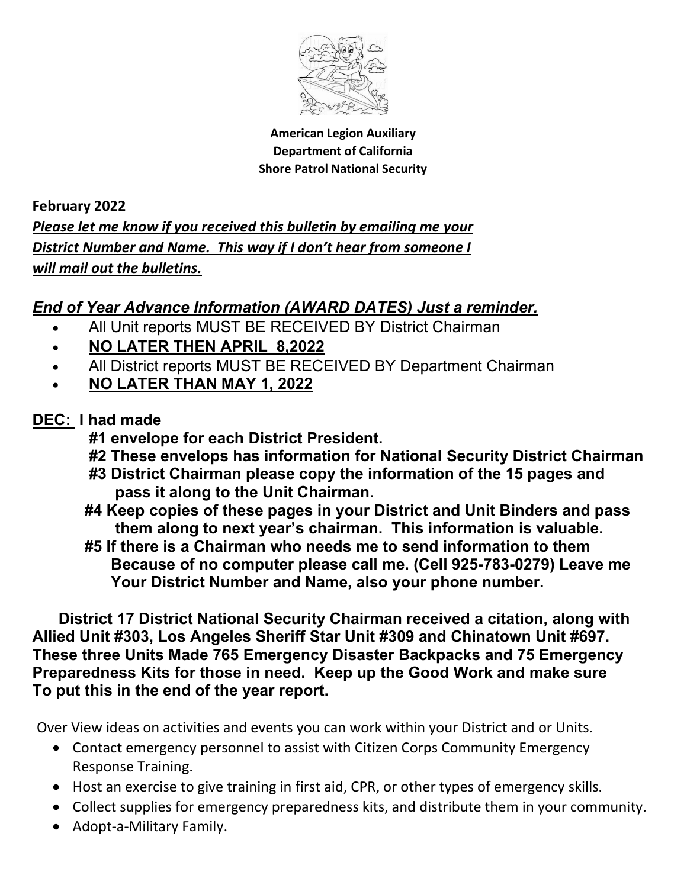**American Legion Auxiliary**
**Department of California**
**Shore Patrol National Security**

**February 2022**

***Please let me know if you received this bulletin by emailing me your District Number and Name. This way if I don't hear from someone I will mail out the bulletins.***

## *End of Year Advance Information (AWARD DATES) Just a reminder.*

- All Unit reports MUST BE RECEIVED BY District Chairman
- **NO LATER THEN APRIL 8,2022**
- All District reports MUST BE RECEIVED BY Department Chairman
- **NO LATER THAN MAY 1, 2022**

**DEC: I had made**

**#1 envelope for each District President.**
**#2 These envelops has information for National Security District Chairman**
**#3 District Chairman please copy the information of the 15 pages and pass it along to the Unit Chairman.**
**#4 Keep copies of these pages in your District and Unit Binders and pass them along to next year's chairman. This information is valuable.**
**#5 If there is a Chairman who needs me to send information to them Because of no computer please call me. (Cell 925-783-0279) Leave me Your District Number and Name, also your phone number.**

**District 17 District National Security Chairman received a citation, along with Allied Unit #303, Los Angeles Sheriff Star Unit #309 and Chinatown Unit #697. These three Units Made 765 Emergency Disaster Backpacks and 75 Emergency Preparedness Kits for those in need. Keep up the Good Work and make sure To put this in the end of the year report.**

Over View ideas on activities and events you can work within your District and or Units.

- Contact emergency personnel to assist with Citizen Corps Community Emergency Response Training.
- Host an exercise to give training in first aid, CPR, or other types of emergency skills.
- Collect supplies for emergency preparedness kits, and distribute them in your community.
- Adopt-a-Military Family.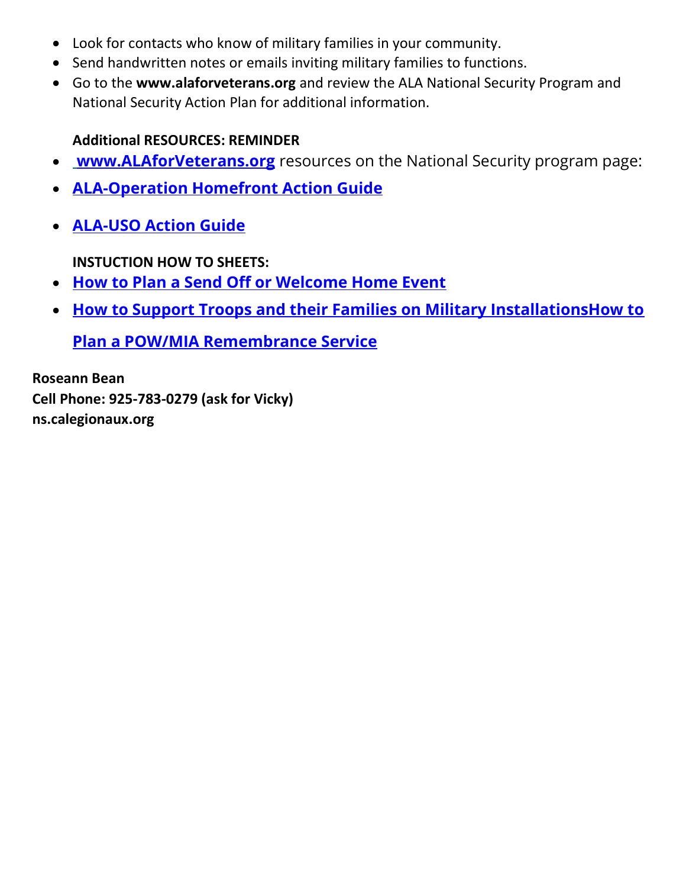- Look for contacts who know of military families in your community.
- Send handwritten notes or emails inviting military families to functions.
- Go to the **www.alaforveterans.org** and review the ALA National Security Program and National Security Action Plan for additional information.

**Additional RESOURCES: REMINDER**

- **www.ALAforVeterans.org** resources on the National Security program page:
- **ALA-Operation Homefront Action Guide**
- **ALA-USO Action Guide**

**INSTUCTION HOW TO SHEETS:**

- **How to Plan a Send Off or Welcome Home Event**
- **How to Support Troops and their Families on Military InstallationsHow to Plan a POW/MIA Remembrance Service**

**Roseann Bean**
**Cell Phone: 925-783-0279 (ask for Vicky)**
**ns.calegionaux.org**